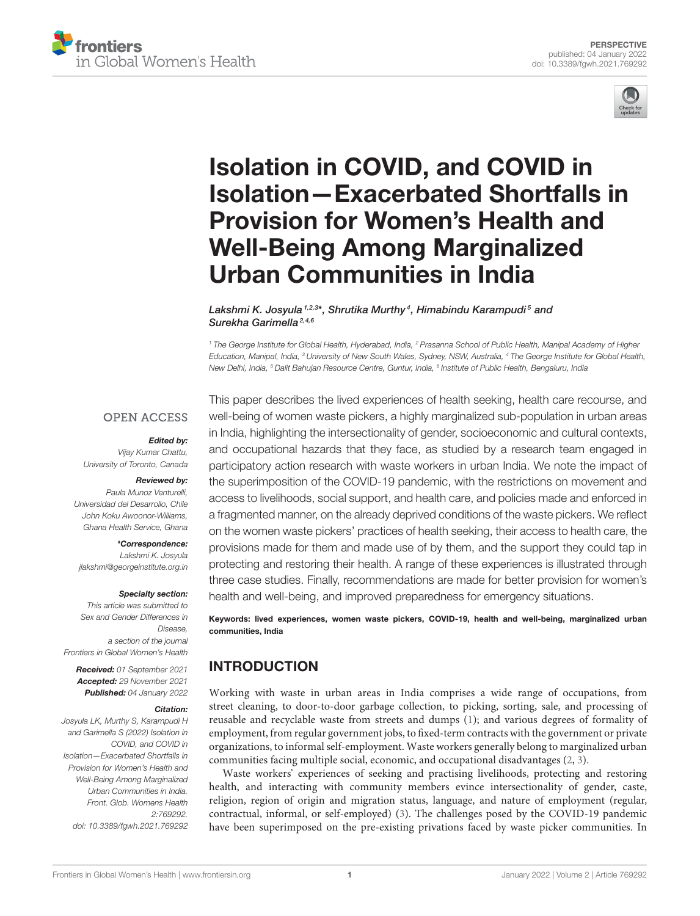PERSPECTIVE
published: 04 January 2022
doi: 10.3389/fgwh.2021.769292

# Isolation in COVID, and COVID in Isolation—Exacerbated Shortfalls in Provision for Women's Health and Well-Being Among Marginalized Urban Communities in India

*Lakshmi K. Josyula[1,2,3]\*, Shrutika Murthy[4], Himabindu Karampudi[5] and Surekha Garimella[2,4,6]*

[1] The George Institute for Global Health, Hyderabad, India, [2] Prasanna School of Public Health, Manipal Academy of Higher Education, Manipal, India, [3] University of New South Wales, Sydney, NSW, Australia, [4] The George Institute for Global Health, New Delhi, India, [5] Dalit Bahujan Resource Centre, Guntur, India, [6] Institute of Public Health, Bengaluru, India

OPEN ACCESS

***Edited by:***
Vijay Kumar Chattu,
University of Toronto, Canada

***Reviewed by:***
Paula Munoz Venturelli,
Universidad del Desarrollo, Chile
John Koku Awoonor-Williams,
Ghana Health Service, Ghana

***\*Correspondence:***
Lakshmi K. Josyula
jlakshmi@georgeinstitute.org.in

***Specialty section:***
This article was submitted to
Sex and Gender Differences in
Disease,
a section of the journal
Frontiers in Global Women's Health

***Received:*** 01 September 2021
***Accepted:*** 29 November 2021
***Published:*** 04 January 2022

***Citation:***
Josyula LK, Murthy S, Karampudi H
and Garimella S (2022) Isolation in
COVID, and COVID in
Isolation—Exacerbated Shortfalls in
Provision for Women's Health and
Well-Being Among Marginalized
Urban Communities in India.
Front. Glob. Womens Health
2:769292.
doi: 10.3389/fgwh.2021.769292

This paper describes the lived experiences of health seeking, health care recourse, and well-being of women waste pickers, a highly marginalized sub-population in urban areas in India, highlighting the intersectionality of gender, socioeconomic and cultural contexts, and occupational hazards that they face, as studied by a research team engaged in participatory action research with waste workers in urban India. We note the impact of the superimposition of the COVID-19 pandemic, with the restrictions on movement and access to livelihoods, social support, and health care, and policies made and enforced in a fragmented manner, on the already deprived conditions of the waste pickers. We reflect on the women waste pickers' practices of health seeking, their access to health care, the provisions made for them and made use of by them, and the support they could tap in protecting and restoring their health. A range of these experiences is illustrated through three case studies. Finally, recommendations are made for better provision for women's health and well-being, and improved preparedness for emergency situations.

**Keywords: lived experiences, women waste pickers, COVID-19, health and well-being, marginalized urban communities, India**

## INTRODUCTION

Working with waste in urban areas in India comprises a wide range of occupations, from street cleaning, to door-to-door garbage collection, to picking, sorting, sale, and processing of reusable and recyclable waste from streets and dumps (1); and various degrees of formality of employment, from regular government jobs, to fixed-term contracts with the government or private organizations, to informal self-employment. Waste workers generally belong to marginalized urban communities facing multiple social, economic, and occupational disadvantages (2, 3).

Waste workers' experiences of seeking and practising livelihoods, protecting and restoring health, and interacting with community members evince intersectionality of gender, caste, religion, region of origin and migration status, language, and nature of employment (regular, contractual, informal, or self-employed) (3). The challenges posed by the COVID-19 pandemic have been superimposed on the pre-existing privations faced by waste picker communities. In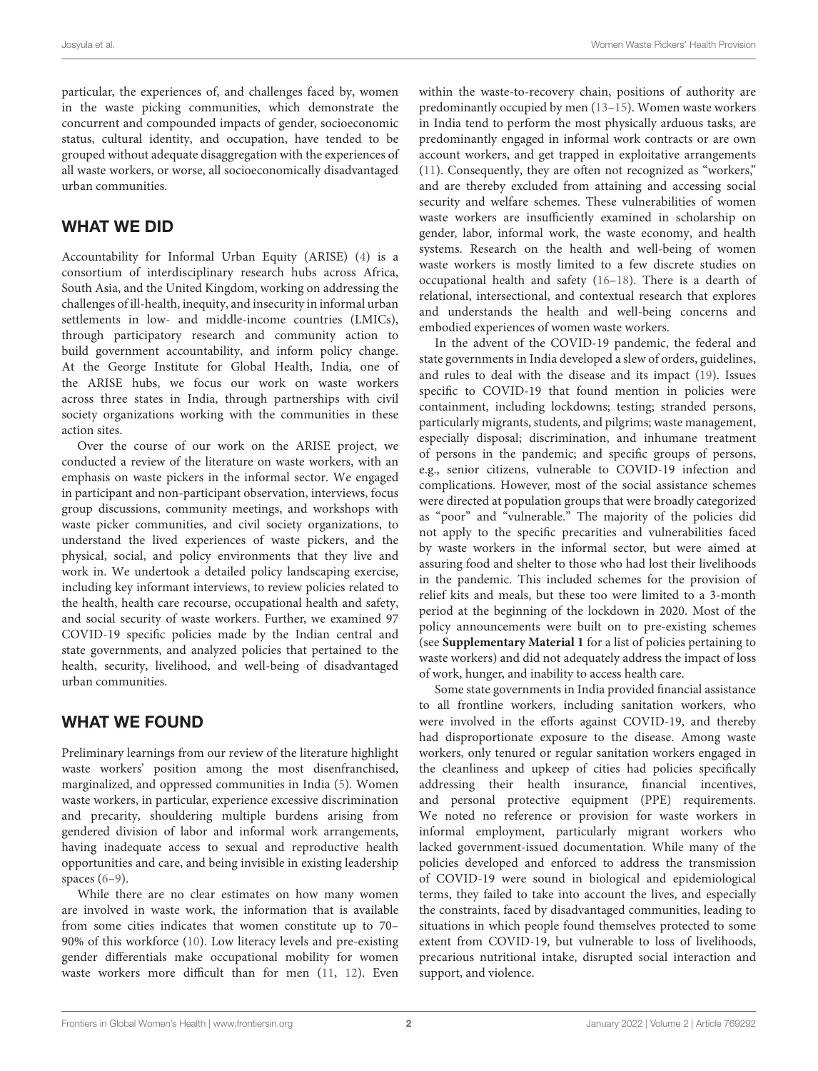particular, the experiences of, and challenges faced by, women in the waste picking communities, which demonstrate the concurrent and compounded impacts of gender, socioeconomic status, cultural identity, and occupation, have tended to be grouped without adequate disaggregation with the experiences of all waste workers, or worse, all socioeconomically disadvantaged urban communities.

## WHAT WE DID

Accountability for Informal Urban Equity (ARISE) (4) is a consortium of interdisciplinary research hubs across Africa, South Asia, and the United Kingdom, working on addressing the challenges of ill-health, inequity, and insecurity in informal urban settlements in low- and middle-income countries (LMICs), through participatory research and community action to build government accountability, and inform policy change. At the George Institute for Global Health, India, one of the ARISE hubs, we focus our work on waste workers across three states in India, through partnerships with civil society organizations working with the communities in these action sites.

Over the course of our work on the ARISE project, we conducted a review of the literature on waste workers, with an emphasis on waste pickers in the informal sector. We engaged in participant and non-participant observation, interviews, focus group discussions, community meetings, and workshops with waste picker communities, and civil society organizations, to understand the lived experiences of waste pickers, and the physical, social, and policy environments that they live and work in. We undertook a detailed policy landscaping exercise, including key informant interviews, to review policies related to the health, health care recourse, occupational health and safety, and social security of waste workers. Further, we examined 97 COVID-19 specific policies made by the Indian central and state governments, and analyzed policies that pertained to the health, security, livelihood, and well-being of disadvantaged urban communities.

## WHAT WE FOUND

Preliminary learnings from our review of the literature highlight waste workers' position among the most disenfranchised, marginalized, and oppressed communities in India (5). Women waste workers, in particular, experience excessive discrimination and precarity, shouldering multiple burdens arising from gendered division of labor and informal work arrangements, having inadequate access to sexual and reproductive health opportunities and care, and being invisible in existing leadership spaces (6–9).

While there are no clear estimates on how many women are involved in waste work, the information that is available from some cities indicates that women constitute up to 70–90% of this workforce (10). Low literacy levels and pre-existing gender differentials make occupational mobility for women waste workers more difficult than for men (11, 12). Even within the waste-to-recovery chain, positions of authority are predominantly occupied by men (13–15). Women waste workers in India tend to perform the most physically arduous tasks, are predominantly engaged in informal work contracts or are own account workers, and get trapped in exploitative arrangements (11). Consequently, they are often not recognized as "workers," and are thereby excluded from attaining and accessing social security and welfare schemes. These vulnerabilities of women waste workers are insufficiently examined in scholarship on gender, labor, informal work, the waste economy, and health systems. Research on the health and well-being of women waste workers is mostly limited to a few discrete studies on occupational health and safety (16–18). There is a dearth of relational, intersectional, and contextual research that explores and understands the health and well-being concerns and embodied experiences of women waste workers.

In the advent of the COVID-19 pandemic, the federal and state governments in India developed a slew of orders, guidelines, and rules to deal with the disease and its impact (19). Issues specific to COVID-19 that found mention in policies were containment, including lockdowns; testing; stranded persons, particularly migrants, students, and pilgrims; waste management, especially disposal; discrimination, and inhumane treatment of persons in the pandemic; and specific groups of persons, e.g., senior citizens, vulnerable to COVID-19 infection and complications. However, most of the social assistance schemes were directed at population groups that were broadly categorized as "poor" and "vulnerable." The majority of the policies did not apply to the specific precarities and vulnerabilities faced by waste workers in the informal sector, but were aimed at assuring food and shelter to those who had lost their livelihoods in the pandemic. This included schemes for the provision of relief kits and meals, but these too were limited to a 3-month period at the beginning of the lockdown in 2020. Most of the policy announcements were built on to pre-existing schemes (see **Supplementary Material 1** for a list of policies pertaining to waste workers) and did not adequately address the impact of loss of work, hunger, and inability to access health care.

Some state governments in India provided financial assistance to all frontline workers, including sanitation workers, who were involved in the efforts against COVID-19, and thereby had disproportionate exposure to the disease. Among waste workers, only tenured or regular sanitation workers engaged in the cleanliness and upkeep of cities had policies specifically addressing their health insurance, financial incentives, and personal protective equipment (PPE) requirements. We noted no reference or provision for waste workers in informal employment, particularly migrant workers who lacked government-issued documentation. While many of the policies developed and enforced to address the transmission of COVID-19 were sound in biological and epidemiological terms, they failed to take into account the lives, and especially the constraints, faced by disadvantaged communities, leading to situations in which people found themselves protected to some extent from COVID-19, but vulnerable to loss of livelihoods, precarious nutritional intake, disrupted social interaction and support, and violence.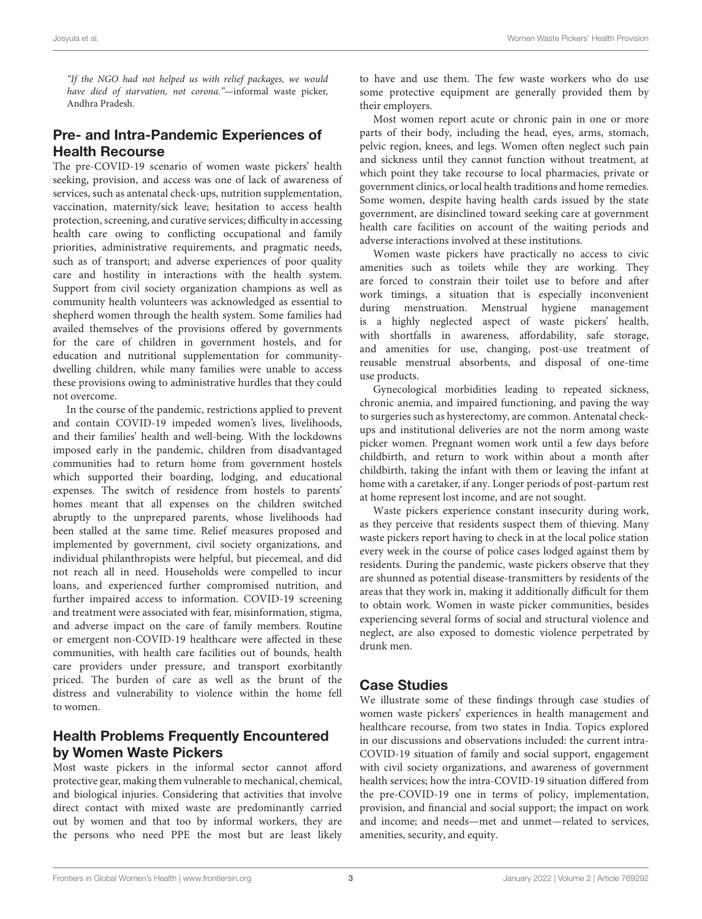*"If the NGO had not helped us with relief packages, we would have died of starvation, not corona."*—informal waste picker, Andhra Pradesh.

## Pre- and Intra-Pandemic Experiences of Health Recourse

The pre-COVID-19 scenario of women waste pickers' health seeking, provision, and access was one of lack of awareness of services, such as antenatal check-ups, nutrition supplementation, vaccination, maternity/sick leave; hesitation to access health protection, screening, and curative services; difficulty in accessing health care owing to conflicting occupational and family priorities, administrative requirements, and pragmatic needs, such as of transport; and adverse experiences of poor quality care and hostility in interactions with the health system. Support from civil society organization champions as well as community health volunteers was acknowledged as essential to shepherd women through the health system. Some families had availed themselves of the provisions offered by governments for the care of children in government hostels, and for education and nutritional supplementation for community-dwelling children, while many families were unable to access these provisions owing to administrative hurdles that they could not overcome.

In the course of the pandemic, restrictions applied to prevent and contain COVID-19 impeded women's lives, livelihoods, and their families' health and well-being. With the lockdowns imposed early in the pandemic, children from disadvantaged communities had to return home from government hostels which supported their boarding, lodging, and educational expenses. The switch of residence from hostels to parents' homes meant that all expenses on the children switched abruptly to the unprepared parents, whose livelihoods had been stalled at the same time. Relief measures proposed and implemented by government, civil society organizations, and individual philanthropists were helpful, but piecemeal, and did not reach all in need. Households were compelled to incur loans, and experienced further compromised nutrition, and further impaired access to information. COVID-19 screening and treatment were associated with fear, misinformation, stigma, and adverse impact on the care of family members. Routine or emergent non-COVID-19 healthcare were affected in these communities, with health care facilities out of bounds, health care providers under pressure, and transport exorbitantly priced. The burden of care as well as the brunt of the distress and vulnerability to violence within the home fell to women.

## Health Problems Frequently Encountered by Women Waste Pickers

Most waste pickers in the informal sector cannot afford protective gear, making them vulnerable to mechanical, chemical, and biological injuries. Considering that activities that involve direct contact with mixed waste are predominantly carried out by women and that too by informal workers, they are the persons who need PPE the most but are least likely to have and use them. The few waste workers who do use some protective equipment are generally provided them by their employers.

Most women report acute or chronic pain in one or more parts of their body, including the head, eyes, arms, stomach, pelvic region, knees, and legs. Women often neglect such pain and sickness until they cannot function without treatment, at which point they take recourse to local pharmacies, private or government clinics, or local health traditions and home remedies. Some women, despite having health cards issued by the state government, are disinclined toward seeking care at government health care facilities on account of the waiting periods and adverse interactions involved at these institutions.

Women waste pickers have practically no access to civic amenities such as toilets while they are working. They are forced to constrain their toilet use to before and after work timings, a situation that is especially inconvenient during menstruation. Menstrual hygiene management is a highly neglected aspect of waste pickers' health, with shortfalls in awareness, affordability, safe storage, and amenities for use, changing, post-use treatment of reusable menstrual absorbents, and disposal of one-time use products.

Gynecological morbidities leading to repeated sickness, chronic anemia, and impaired functioning, and paving the way to surgeries such as hysterectomy, are common. Antenatal check-ups and institutional deliveries are not the norm among waste picker women. Pregnant women work until a few days before childbirth, and return to work within about a month after childbirth, taking the infant with them or leaving the infant at home with a caretaker, if any. Longer periods of post-partum rest at home represent lost income, and are not sought.

Waste pickers experience constant insecurity during work, as they perceive that residents suspect them of thieving. Many waste pickers report having to check in at the local police station every week in the course of police cases lodged against them by residents. During the pandemic, waste pickers observe that they are shunned as potential disease-transmitters by residents of the areas that they work in, making it additionally difficult for them to obtain work. Women in waste picker communities, besides experiencing several forms of social and structural violence and neglect, are also exposed to domestic violence perpetrated by drunk men.

## Case Studies

We illustrate some of these findings through case studies of women waste pickers' experiences in health management and healthcare recourse, from two states in India. Topics explored in our discussions and observations included: the current intra-COVID-19 situation of family and social support, engagement with civil society organizations, and awareness of government health services; how the intra-COVID-19 situation differed from the pre-COVID-19 one in terms of policy, implementation, provision, and financial and social support; the impact on work and income; and needs—met and unmet—related to services, amenities, security, and equity.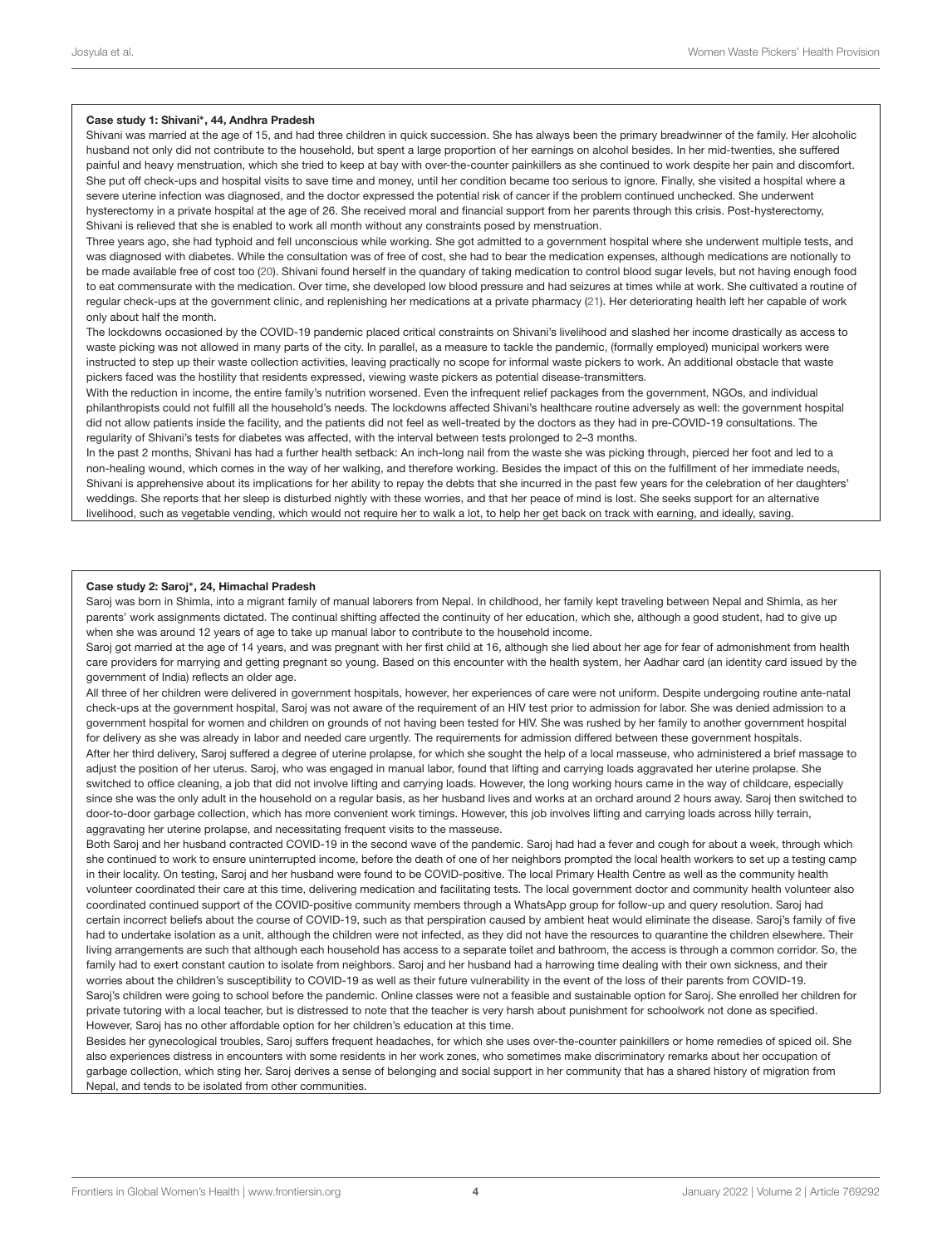**Case study 1: Shivani*, 44, Andhra Pradesh**

Shivani was married at the age of 15, and had three children in quick succession. She has always been the primary breadwinner of the family. Her alcoholic husband not only did not contribute to the household, but spent a large proportion of her earnings on alcohol besides. In her mid-twenties, she suffered painful and heavy menstruation, which she tried to keep at bay with over-the-counter painkillers as she continued to work despite her pain and discomfort. She put off check-ups and hospital visits to save time and money, until her condition became too serious to ignore. Finally, she visited a hospital where a severe uterine infection was diagnosed, and the doctor expressed the potential risk of cancer if the problem continued unchecked. She underwent hysterectomy in a private hospital at the age of 26. She received moral and financial support from her parents through this crisis. Post-hysterectomy, Shivani is relieved that she is enabled to work all month without any constraints posed by menstruation.

Three years ago, she had typhoid and fell unconscious while working. She got admitted to a government hospital where she underwent multiple tests, and was diagnosed with diabetes. While the consultation was of free of cost, she had to bear the medication expenses, although medications are notionally to be made available free of cost too (20). Shivani found herself in the quandary of taking medication to control blood sugar levels, but not having enough food to eat commensurate with the medication. Over time, she developed low blood pressure and had seizures at times while at work. She cultivated a routine of regular check-ups at the government clinic, and replenishing her medications at a private pharmacy (21). Her deteriorating health left her capable of work only about half the month.

The lockdowns occasioned by the COVID-19 pandemic placed critical constraints on Shivani's livelihood and slashed her income drastically as access to waste picking was not allowed in many parts of the city. In parallel, as a measure to tackle the pandemic, (formally employed) municipal workers were instructed to step up their waste collection activities, leaving practically no scope for informal waste pickers to work. An additional obstacle that waste pickers faced was the hostility that residents expressed, viewing waste pickers as potential disease-transmitters.

With the reduction in income, the entire family's nutrition worsened. Even the infrequent relief packages from the government, NGOs, and individual philanthropists could not fulfill all the household's needs. The lockdowns affected Shivani's healthcare routine adversely as well: the government hospital did not allow patients inside the facility, and the patients did not feel as well-treated by the doctors as they had in pre-COVID-19 consultations. The regularity of Shivani's tests for diabetes was affected, with the interval between tests prolonged to 2–3 months.

In the past 2 months, Shivani has had a further health setback: An inch-long nail from the waste she was picking through, pierced her foot and led to a non-healing wound, which comes in the way of her walking, and therefore working. Besides the impact of this on the fulfillment of her immediate needs, Shivani is apprehensive about its implications for her ability to repay the debts that she incurred in the past few years for the celebration of her daughters' weddings. She reports that her sleep is disturbed nightly with these worries, and that her peace of mind is lost. She seeks support for an alternative livelihood, such as vegetable vending, which would not require her to walk a lot, to help her get back on track with earning, and ideally, saving.

**Case study 2: Saroj*, 24, Himachal Pradesh**

Saroj was born in Shimla, into a migrant family of manual laborers from Nepal. In childhood, her family kept traveling between Nepal and Shimla, as her parents' work assignments dictated. The continual shifting affected the continuity of her education, which she, although a good student, had to give up when she was around 12 years of age to take up manual labor to contribute to the household income.

Saroj got married at the age of 14 years, and was pregnant with her first child at 16, although she lied about her age for fear of admonishment from health care providers for marrying and getting pregnant so young. Based on this encounter with the health system, her Aadhar card (an identity card issued by the government of India) reflects an older age.

All three of her children were delivered in government hospitals, however, her experiences of care were not uniform. Despite undergoing routine ante-natal check-ups at the government hospital, Saroj was not aware of the requirement of an HIV test prior to admission for labor. She was denied admission to a government hospital for women and children on grounds of not having been tested for HIV. She was rushed by her family to another government hospital for delivery as she was already in labor and needed care urgently. The requirements for admission differed between these government hospitals.

After her third delivery, Saroj suffered a degree of uterine prolapse, for which she sought the help of a local masseuse, who administered a brief massage to adjust the position of her uterus. Saroj, who was engaged in manual labor, found that lifting and carrying loads aggravated her uterine prolapse. She switched to office cleaning, a job that did not involve lifting and carrying loads. However, the long working hours came in the way of childcare, especially since she was the only adult in the household on a regular basis, as her husband lives and works at an orchard around 2 hours away. Saroj then switched to door-to-door garbage collection, which has more convenient work timings. However, this job involves lifting and carrying loads across hilly terrain, aggravating her uterine prolapse, and necessitating frequent visits to the masseuse.

Both Saroj and her husband contracted COVID-19 in the second wave of the pandemic. Saroj had had a fever and cough for about a week, through which she continued to work to ensure uninterrupted income, before the death of one of her neighbors prompted the local health workers to set up a testing camp in their locality. On testing, Saroj and her husband were found to be COVID-positive. The local Primary Health Centre as well as the community health volunteer coordinated their care at this time, delivering medication and facilitating tests. The local government doctor and community health volunteer also coordinated continued support of the COVID-positive community members through a WhatsApp group for follow-up and query resolution. Saroj had certain incorrect beliefs about the course of COVID-19, such as that perspiration caused by ambient heat would eliminate the disease. Saroj's family of five had to undertake isolation as a unit, although the children were not infected, as they did not have the resources to quarantine the children elsewhere. Their living arrangements are such that although each household has access to a separate toilet and bathroom, the access is through a common corridor. So, the family had to exert constant caution to isolate from neighbors. Saroj and her husband had a harrowing time dealing with their own sickness, and their worries about the children's susceptibility to COVID-19 as well as their future vulnerability in the event of the loss of their parents from COVID-19.

Saroj's children were going to school before the pandemic. Online classes were not a feasible and sustainable option for Saroj. She enrolled her children for private tutoring with a local teacher, but is distressed to note that the teacher is very harsh about punishment for schoolwork not done as specified. However, Saroj has no other affordable option for her children's education at this time.

Besides her gynecological troubles, Saroj suffers frequent headaches, for which she uses over-the-counter painkillers or home remedies of spiced oil. She also experiences distress in encounters with some residents in her work zones, who sometimes make discriminatory remarks about her occupation of garbage collection, which sting her. Saroj derives a sense of belonging and social support in her community that has a shared history of migration from Nepal, and tends to be isolated from other communities.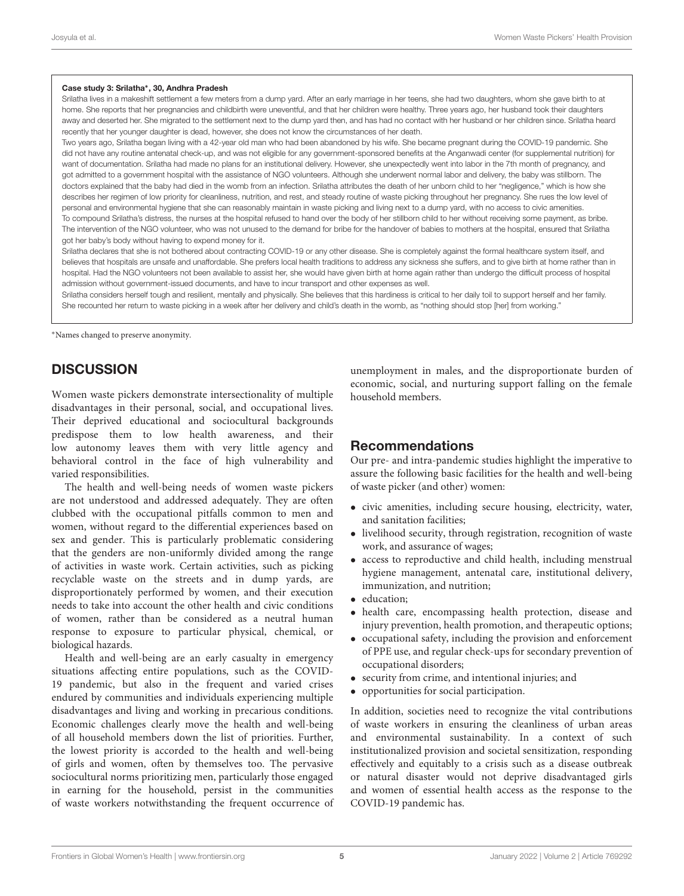**Case study 3: Srilatha*, 30, Andhra Pradesh**

Srilatha lives in a makeshift settlement a few meters from a dump yard. After an early marriage in her teens, she had two daughters, whom she gave birth to at home. She reports that her pregnancies and childbirth were uneventful, and that her children were healthy. Three years ago, her husband took their daughters away and deserted her. She migrated to the settlement next to the dump yard then, and has had no contact with her husband or her children since. Srilatha heard recently that her younger daughter is dead, however, she does not know the circumstances of her death.

Two years ago, Srilatha began living with a 42-year old man who had been abandoned by his wife. She became pregnant during the COVID-19 pandemic. She did not have any routine antenatal check-up, and was not eligible for any government-sponsored benefits at the Anganwadi center (for supplemental nutrition) for want of documentation. Srilatha had made no plans for an institutional delivery. However, she unexpectedly went into labor in the 7th month of pregnancy, and got admitted to a government hospital with the assistance of NGO volunteers. Although she underwent normal labor and delivery, the baby was stillborn. The doctors explained that the baby had died in the womb from an infection. Srilatha attributes the death of her unborn child to her "negligence," which is how she describes her regimen of low priority for cleanliness, nutrition, and rest, and steady routine of waste picking throughout her pregnancy. She rues the low level of personal and environmental hygiene that she can reasonably maintain in waste picking and living next to a dump yard, with no access to civic amenities.

To compound Srilatha's distress, the nurses at the hospital refused to hand over the body of her stillborn child to her without receiving some payment, as bribe. The intervention of the NGO volunteer, who was not unused to the demand for bribe for the handover of babies to mothers at the hospital, ensured that Srilatha got her baby's body without having to expend money for it.

Srilatha declares that she is not bothered about contracting COVID-19 or any other disease. She is completely against the formal healthcare system itself, and believes that hospitals are unsafe and unaffordable. She prefers local health traditions to address any sickness she suffers, and to give birth at home rather than in hospital. Had the NGO volunteers not been available to assist her, she would have given birth at home again rather than undergo the difficult process of hospital admission without government-issued documents, and have to incur transport and other expenses as well.

Srilatha considers herself tough and resilient, mentally and physically. She believes that this hardiness is critical to her daily toil to support herself and her family. She recounted her return to waste picking in a week after her delivery and child's death in the womb, as "nothing should stop [her] from working."

*Names changed to preserve anonymity.

## DISCUSSION

Women waste pickers demonstrate intersectionality of multiple disadvantages in their personal, social, and occupational lives. Their deprived educational and sociocultural backgrounds predispose them to low health awareness, and their low autonomy leaves them with very little agency and behavioral control in the face of high vulnerability and varied responsibilities.

The health and well-being needs of women waste pickers are not understood and addressed adequately. They are often clubbed with the occupational pitfalls common to men and women, without regard to the differential experiences based on sex and gender. This is particularly problematic considering that the genders are non-uniformly divided among the range of activities in waste work. Certain activities, such as picking recyclable waste on the streets and in dump yards, are disproportionately performed by women, and their execution needs to take into account the other health and civic conditions of women, rather than be considered as a neutral human response to exposure to particular physical, chemical, or biological hazards.

Health and well-being are an early casualty in emergency situations affecting entire populations, such as the COVID-19 pandemic, but also in the frequent and varied crises endured by communities and individuals experiencing multiple disadvantages and living and working in precarious conditions. Economic challenges clearly move the health and well-being of all household members down the list of priorities. Further, the lowest priority is accorded to the health and well-being of girls and women, often by themselves too. The pervasive sociocultural norms prioritizing men, particularly those engaged in earning for the household, persist in the communities of waste workers notwithstanding the frequent occurrence of unemployment in males, and the disproportionate burden of economic, social, and nurturing support falling on the female household members.

### Recommendations

Our pre- and intra-pandemic studies highlight the imperative to assure the following basic facilities for the health and well-being of waste picker (and other) women:

- civic amenities, including secure housing, electricity, water, and sanitation facilities;
- livelihood security, through registration, recognition of waste work, and assurance of wages;
- access to reproductive and child health, including menstrual hygiene management, antenatal care, institutional delivery, immunization, and nutrition;
- education;
- health care, encompassing health protection, disease and injury prevention, health promotion, and therapeutic options;
- occupational safety, including the provision and enforcement of PPE use, and regular check-ups for secondary prevention of occupational disorders;
- security from crime, and intentional injuries; and
- opportunities for social participation.

In addition, societies need to recognize the vital contributions of waste workers in ensuring the cleanliness of urban areas and environmental sustainability. In a context of such institutionalized provision and societal sensitization, responding effectively and equitably to a crisis such as a disease outbreak or natural disaster would not deprive disadvantaged girls and women of essential health access as the response to the COVID-19 pandemic has.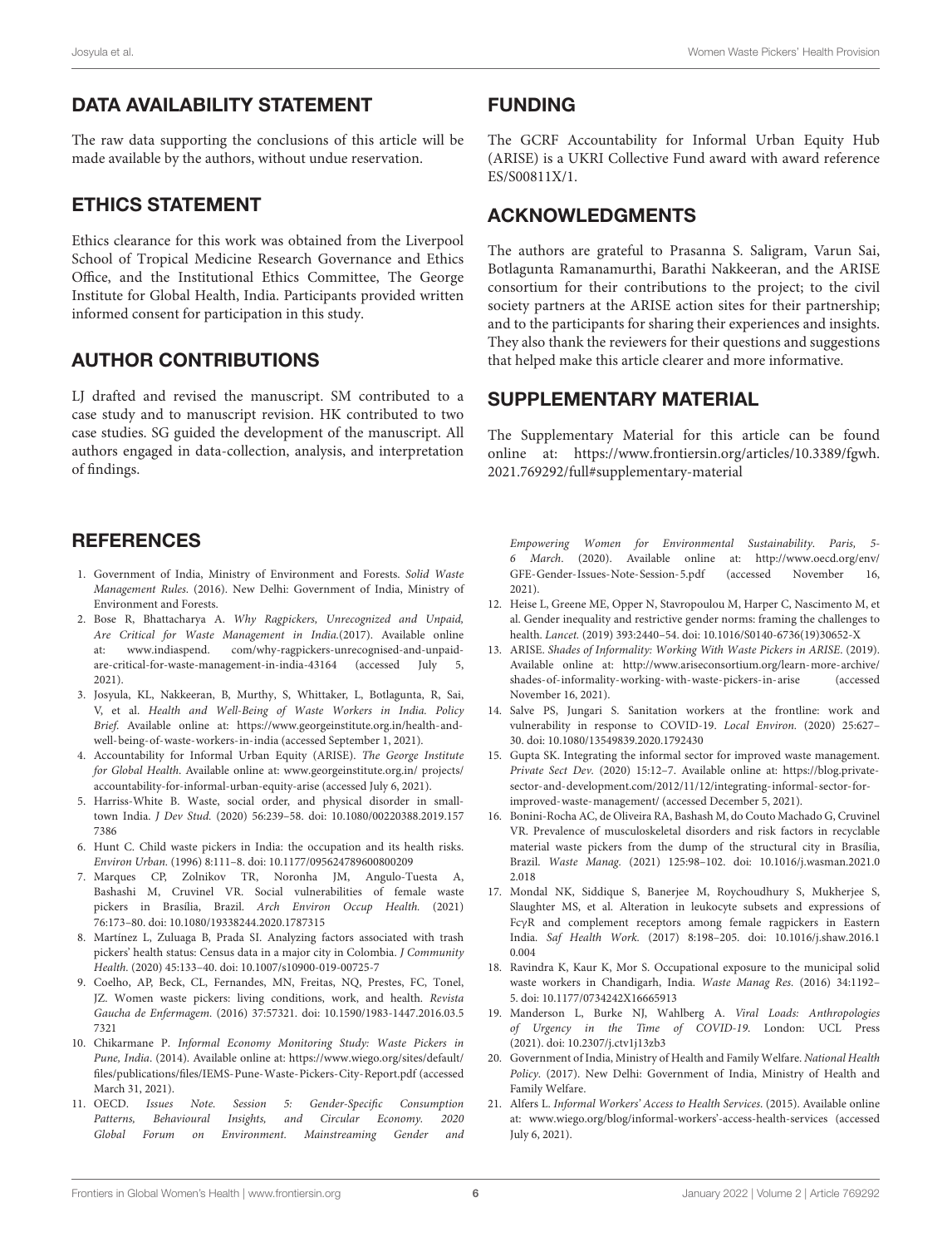## DATA AVAILABILITY STATEMENT

The raw data supporting the conclusions of this article will be made available by the authors, without undue reservation.

## ETHICS STATEMENT

Ethics clearance for this work was obtained from the Liverpool School of Tropical Medicine Research Governance and Ethics Office, and the Institutional Ethics Committee, The George Institute for Global Health, India. Participants provided written informed consent for participation in this study.

## AUTHOR CONTRIBUTIONS

LJ drafted and revised the manuscript. SM contributed to a case study and to manuscript revision. HK contributed to two case studies. SG guided the development of the manuscript. All authors engaged in data-collection, analysis, and interpretation of findings.

## FUNDING

The GCRF Accountability for Informal Urban Equity Hub (ARISE) is a UKRI Collective Fund award with award reference ES/S00811X/1.

## ACKNOWLEDGMENTS

The authors are grateful to Prasanna S. Saligram, Varun Sai, Botlagunta Ramanamurthi, Barathi Nakkeeran, and the ARISE consortium for their contributions to the project; to the civil society partners at the ARISE action sites for their partnership; and to the participants for sharing their experiences and insights. They also thank the reviewers for their questions and suggestions that helped make this article clearer and more informative.

## SUPPLEMENTARY MATERIAL

The Supplementary Material for this article can be found online at: https://www.frontiersin.org/articles/10.3389/fgwh.2021.769292/full#supplementary-material

## REFERENCES

1. Government of India, Ministry of Environment and Forests. *Solid Waste Management Rules*. (2016). New Delhi: Government of India, Ministry of Environment and Forests.
2. Bose R, Bhattacharya A. *Why Ragpickers, Unrecognized and Unpaid, Are Critical for Waste Management in India*.(2017). Available online at: www.indiaspend.com/why-ragpickers-unrecognised-and-unpaid-are-critical-for-waste-management-in-india-43164 (accessed July 5, 2021).
3. Josyula, KL, Nakkeeran, B, Murthy, S, Whittaker, L, Botlagunta, R, Sai, V, et al. *Health and Well-Being of Waste Workers in India. Policy Brief*. Available online at: https://www.georgeinstitute.org.in/health-and-well-being-of-waste-workers-in-india (accessed September 1, 2021).
4. Accountability for Informal Urban Equity (ARISE). *The George Institute for Global Health*. Available online at: www.georgeinstitute.org.in/ projects/accountability-for-informal-urban-equity-arise (accessed July 6, 2021).
5. Harriss-White B. Waste, social order, and physical disorder in small-town India. *J Dev Stud*. (2020) 56:239–58. doi: 10.1080/00220388.2019.1577386
6. Hunt C. Child waste pickers in India: the occupation and its health risks. *Environ Urban*. (1996) 8:111–8. doi: 10.1177/095624789600800209
7. Marques CP, Zolnikov TR, Noronha JM, Angulo-Tuesta A, Bashashi M, Cruvinel VR. Social vulnerabilities of female waste pickers in Brasília, Brazil. *Arch Environ Occup Health*. (2021) 76:173–80. doi: 10.1080/19338244.2020.1787315
8. Martínez L, Zuluaga B, Prada SI. Analyzing factors associated with trash pickers' health status: Census data in a major city in Colombia. *J Community Health*. (2020) 45:133–40. doi: 10.1007/s10900-019-00725-7
9. Coelho, AP, Beck, CL, Fernandes, MN, Freitas, NQ, Prestes, FC, Tonel, JZ. Women waste pickers: living conditions, work, and health. *Revista Gaucha de Enfermagem*. (2016) 37:57321. doi: 10.1590/1983-1447.2016.03.57321
10. Chikarmane P. *Informal Economy Monitoring Study: Waste Pickers in Pune, India*. (2014). Available online at: https://www.wiego.org/sites/default/files/publications/files/IEMS-Pune-Waste-Pickers-City-Report.pdf (accessed March 31, 2021).
11. OECD. *Issues Note. Session 5: Gender-Specific Consumption Patterns, Behavioural Insights, and Circular Economy. 2020 Global Forum on Environment. Mainstreaming Gender and Empowering Women for Environmental Sustainability. Paris, 5-6 March*. (2020). Available online at: http://www.oecd.org/env/GFE-Gender-Issues-Note-Session-5.pdf (accessed November 16, 2021).
12. Heise L, Greene ME, Opper N, Stavropoulou M, Harper C, Nascimento M, et al. Gender inequality and restrictive gender norms: framing the challenges to health. *Lancet*. (2019) 393:2440–54. doi: 10.1016/S0140-6736(19)30652-X
13. ARISE. *Shades of Informality: Working With Waste Pickers in ARISE*. (2019). Available online at: http://www.ariseconsortium.org/learn-more-archive/shades-of-informality-working-with-waste-pickers-in-arise (accessed November 16, 2021).
14. Salve PS, Jungari S. Sanitation workers at the frontline: work and vulnerability in response to COVID-19. *Local Environ*. (2020) 25:627–30. doi: 10.1080/13549839.2020.1792430
15. Gupta SK. Integrating the informal sector for improved waste management. *Private Sect Dev*. (2020) 15:12–7. Available online at: https://blog.private-sector-and-development.com/2012/11/12/integrating-informal-sector-for-improved-waste-management/ (accessed December 5, 2021).
16. Bonini-Rocha AC, de Oliveira RA, Bashash M, do Couto Machado G, Cruvinel VR. Prevalence of musculoskeletal disorders and risk factors in recyclable material waste pickers from the dump of the structural city in Brasília, Brazil. *Waste Manag*. (2021) 125:98–102. doi: 10.1016/j.wasman.2021.02.018
17. Mondal NK, Siddique S, Banerjee M, Roychoudhury S, Mukherjee S, Slaughter MS, et al. Alteration in leukocyte subsets and expressions of FcγR and complement receptors among female ragpickers in Eastern India. *Saf Health Work*. (2017) 8:198–205. doi: 10.1016/j.shaw.2016.10.004
18. Ravindra K, Kaur K, Mor S. Occupational exposure to the municipal solid waste workers in Chandigarh, India. *Waste Manag Res*. (2016) 34:1192–5. doi: 10.1177/0734242X16665913
19. Manderson L, Burke NJ, Wahlberg A. *Viral Loads: Anthropologies of Urgency in the Time of COVID-19*. London: UCL Press (2021). doi: 10.2307/j.ctv1j13zb3
20. Government of India, Ministry of Health and Family Welfare. *National Health Policy*. (2017). New Delhi: Government of India, Ministry of Health and Family Welfare.
21. Alfers L. *Informal Workers' Access to Health Services*. (2015). Available online at: www.wiego.org/blog/informal-workers'-access-health-services (accessed July 6, 2021).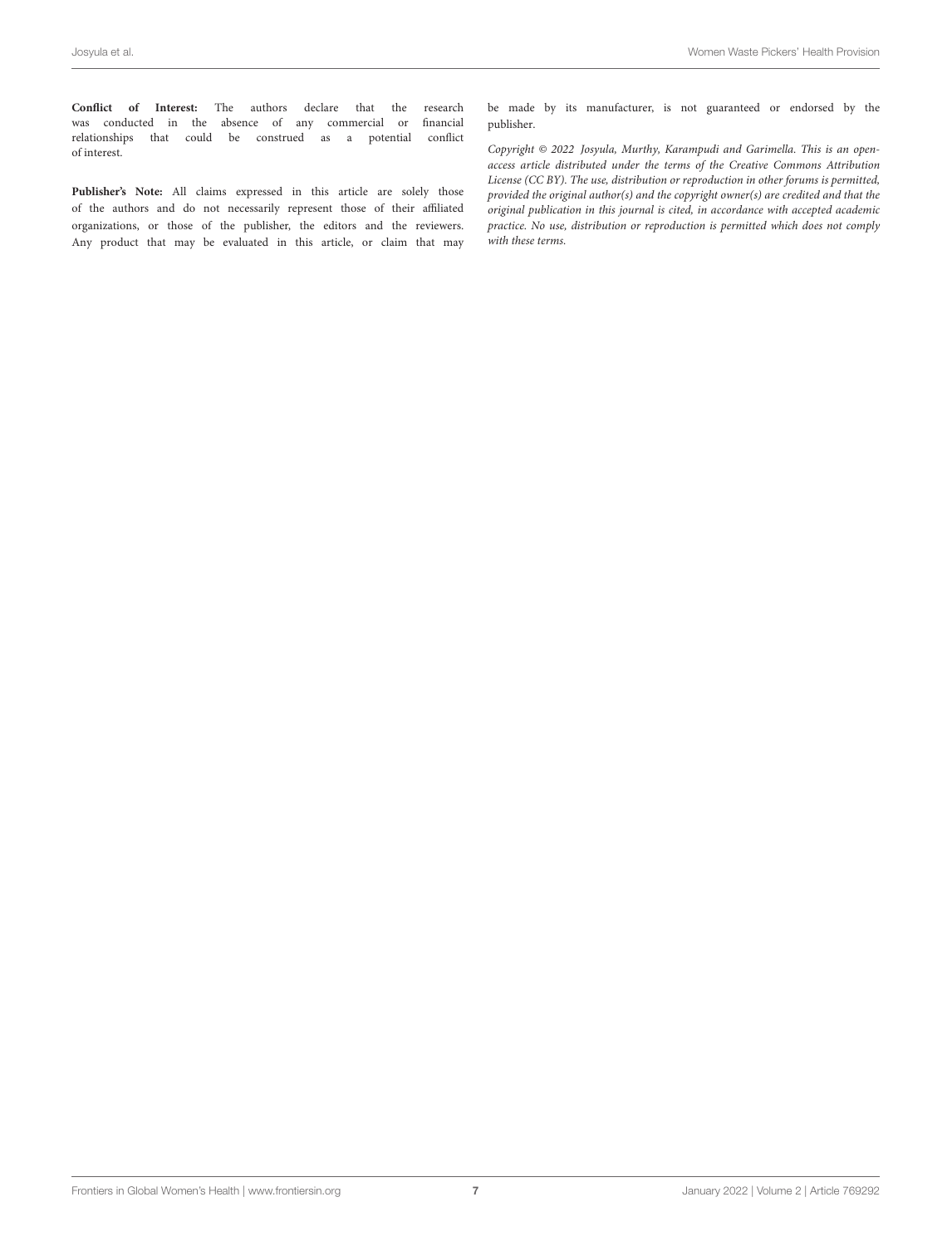**Conflict of Interest:** The authors declare that the research was conducted in the absence of any commercial or financial relationships that could be construed as a potential conflict of interest.

**Publisher's Note:** All claims expressed in this article are solely those of the authors and do not necessarily represent those of their affiliated organizations, or those of the publisher, the editors and the reviewers. Any product that may be evaluated in this article, or claim that may be made by its manufacturer, is not guaranteed or endorsed by the publisher.

*Copyright © 2022 Josyula, Murthy, Karampudi and Garimella. This is an open-access article distributed under the terms of the Creative Commons Attribution License (CC BY). The use, distribution or reproduction in other forums is permitted, provided the original author(s) and the copyright owner(s) are credited and that the original publication in this journal is cited, in accordance with accepted academic practice. No use, distribution or reproduction is permitted which does not comply with these terms.*